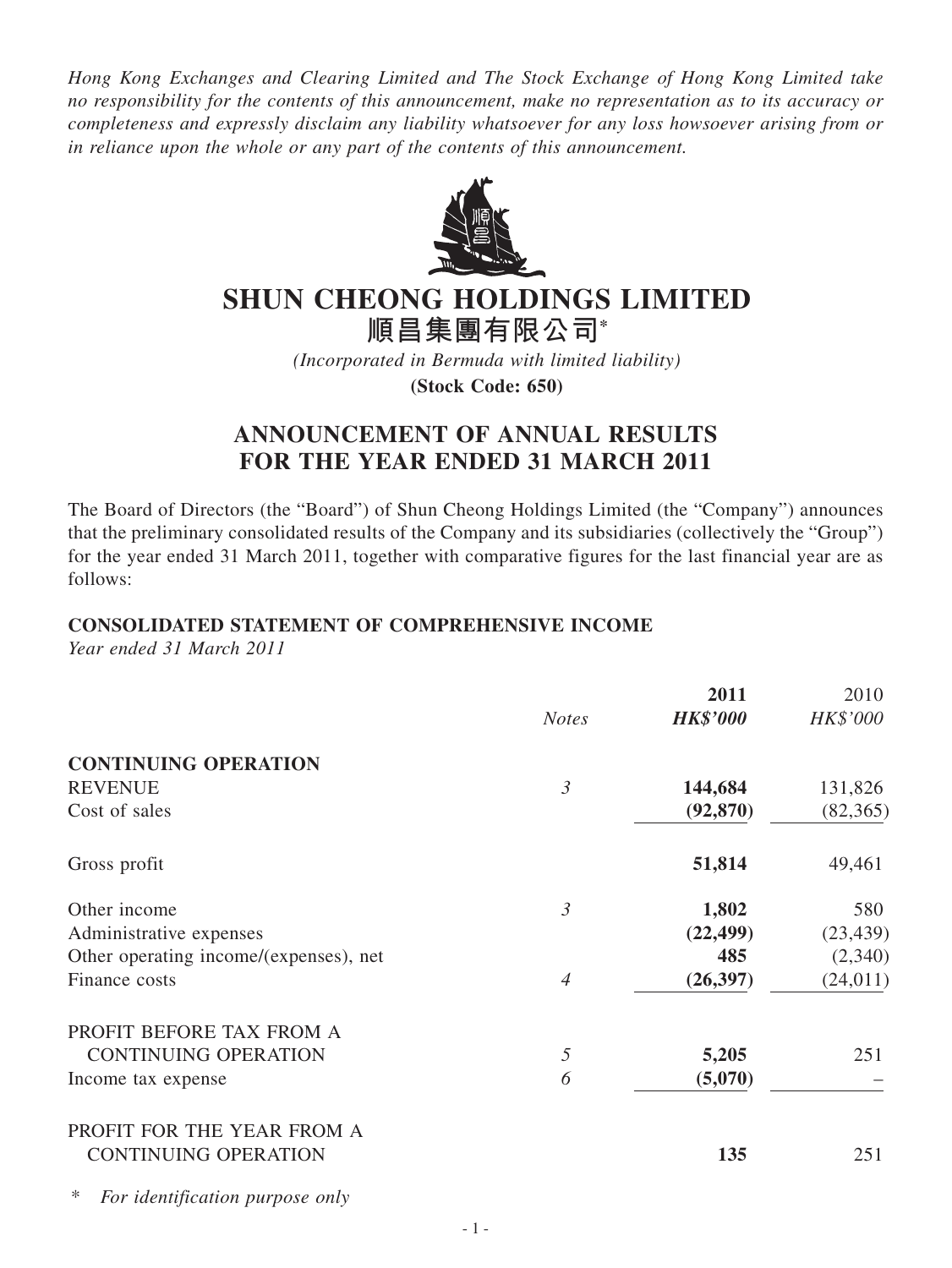*Hong Kong Exchanges and Clearing Limited and The Stock Exchange of Hong Kong Limited take no responsibility for the contents of this announcement, make no representation as to its accuracy or completeness and expressly disclaim any liability whatsoever for any loss howsoever arising from or in reliance upon the whole or any part of the contents of this announcement.*

# SHUN CHEONG HOLDINGS LIMITED
# 順昌集團有限公司*

*(Incorporated in Bermuda with limited liability)*

**(Stock Code: 650)**

## ANNOUNCEMENT OF ANNUAL RESULTS FOR THE YEAR ENDED 31 MARCH 2011

The Board of Directors (the "Board") of Shun Cheong Holdings Limited (the "Company") announces that the preliminary consolidated results of the Company and its subsidiaries (collectively the "Group") for the year ended 31 March 2011, together with comparative figures for the last financial year are as follows:

### CONSOLIDATED STATEMENT OF COMPREHENSIVE INCOME

*Year ended 31 March 2011*

| | *Notes* | **2011** *HK$'000* | 2010 *HK$'000* |
|---|---|---|---|
| **CONTINUING OPERATION** | | | |
| REVENUE | *3* | **144,684** | 131,826 |
| Cost of sales | | **(92,870)** | (82,365) |
| Gross profit | | **51,814** | 49,461 |
| Other income | *3* | **1,802** | 580 |
| Administrative expenses | | **(22,499)** | (23,439) |
| Other operating income/(expenses), net | | **485** | (2,340) |
| Finance costs | *4* | **(26,397)** | (24,011) |
| PROFIT BEFORE TAX FROM A CONTINUING OPERATION | *5* | **5,205** | 251 |
| Income tax expense | *6* | **(5,070)** | – |
| PROFIT FOR THE YEAR FROM A CONTINUING OPERATION | | **135** | 251 |

\* *For identification purpose only*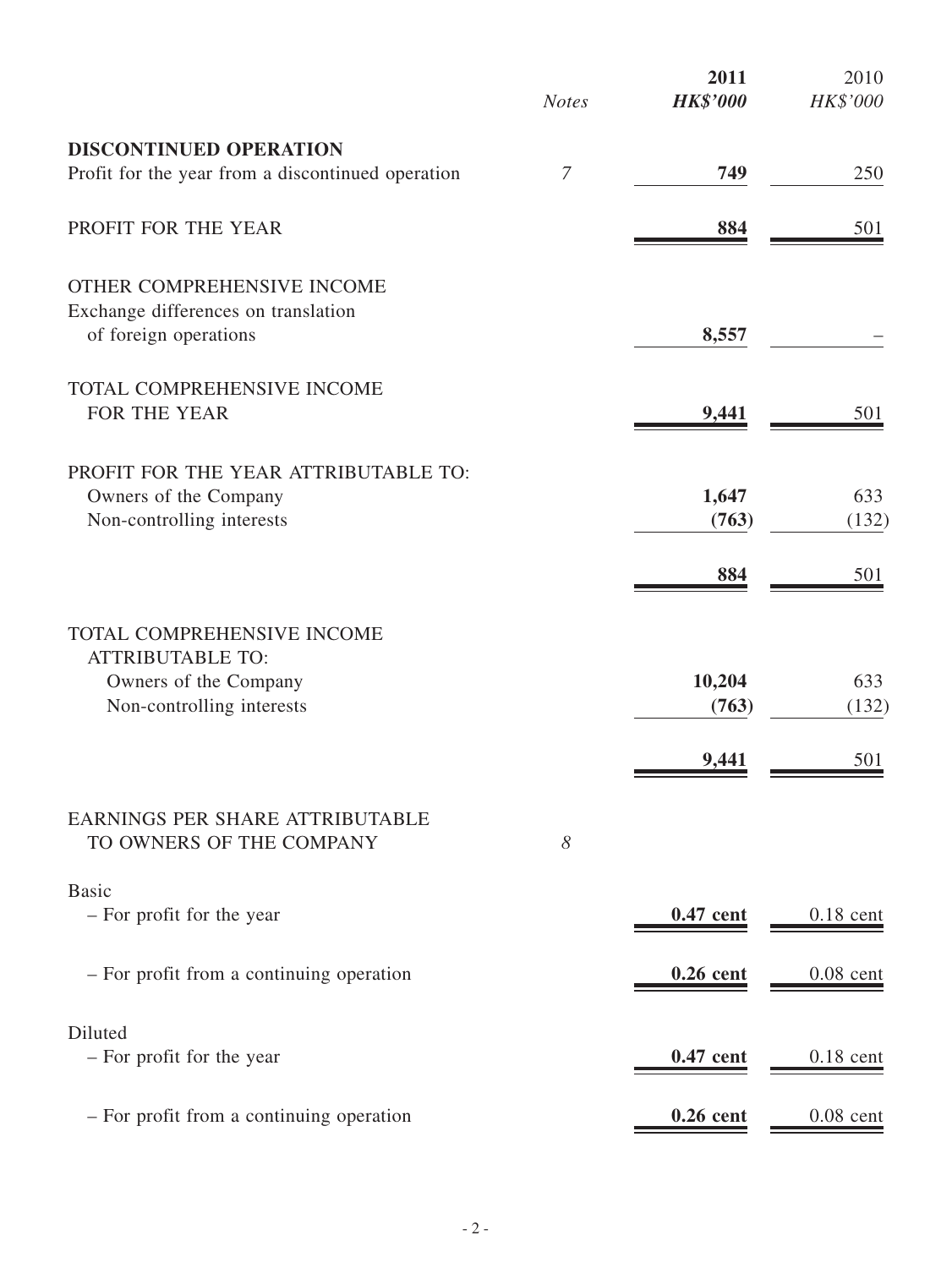| | *Notes* | **2011** ***HK$'000*** | 2010 *HK$'000* |
|---|---|---|---|
| **DISCONTINUED OPERATION** | | | |
| Profit for the year from a discontinued operation | *7* | **749** | 250 |
| PROFIT FOR THE YEAR | | **884** | 501 |
| OTHER COMPREHENSIVE INCOME | | | |
| Exchange differences on translation of foreign operations | | **8,557** | – |
| TOTAL COMPREHENSIVE INCOME FOR THE YEAR | | **9,441** | 501 |
| PROFIT FOR THE YEAR ATTRIBUTABLE TO: | | | |
| Owners of the Company | | **1,647** | 633 |
| Non-controlling interests | | **(763)** | (132) |
| | | **884** | 501 |
| TOTAL COMPREHENSIVE INCOME ATTRIBUTABLE TO: | | | |
| Owners of the Company | | **10,204** | 633 |
| Non-controlling interests | | **(763)** | (132) |
| | | **9,441** | 501 |
| EARNINGS PER SHARE ATTRIBUTABLE TO OWNERS OF THE COMPANY | *8* | | |
| Basic | | | |
| – For profit for the year | | **0.47 cent** | 0.18 cent |
| – For profit from a continuing operation | | **0.26 cent** | 0.08 cent |
| Diluted | | | |
| – For profit for the year | | **0.47 cent** | 0.18 cent |
| – For profit from a continuing operation | | **0.26 cent** | 0.08 cent |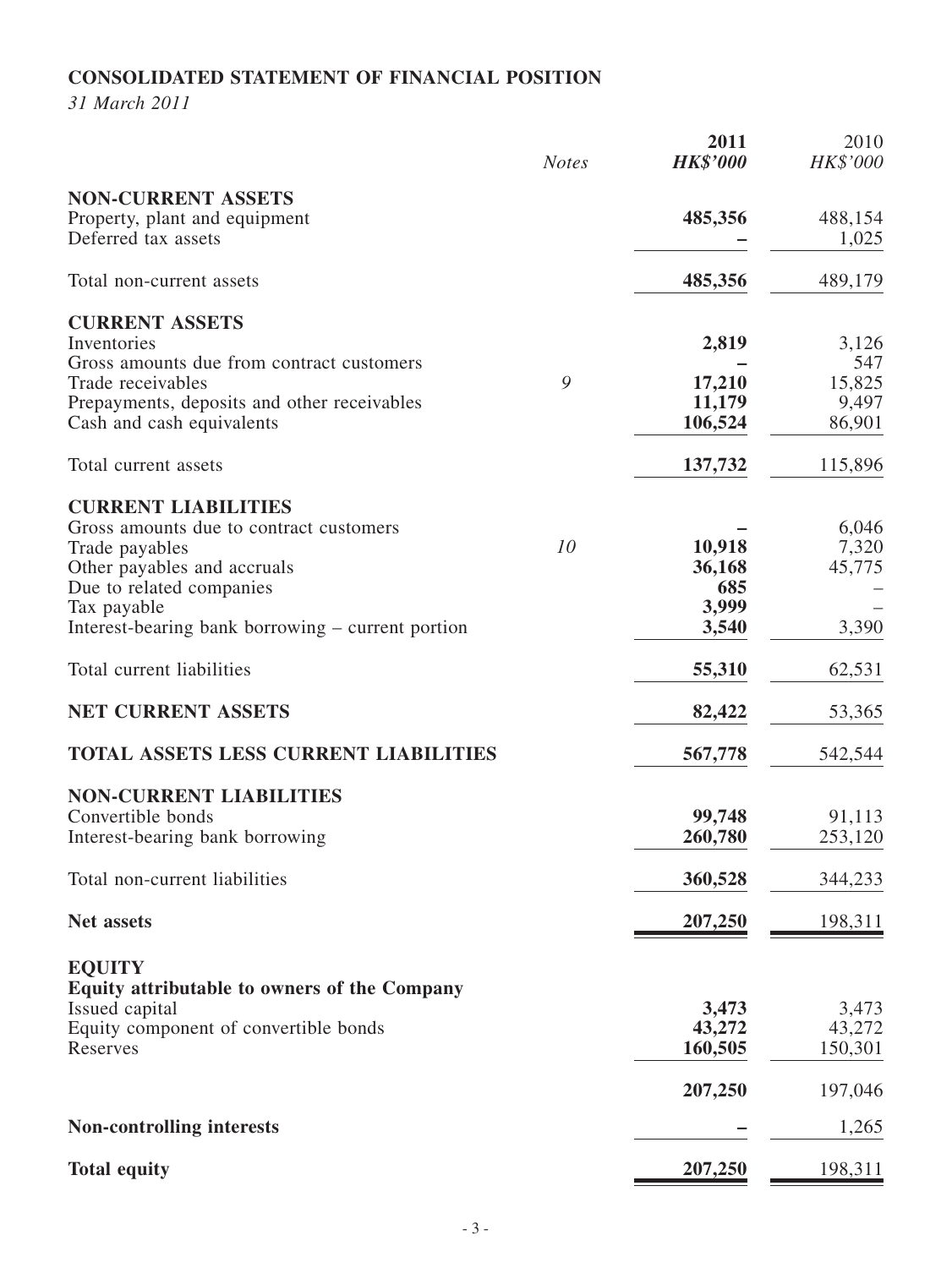## CONSOLIDATED STATEMENT OF FINANCIAL POSITION

*31 March 2011*

| | Notes | 2011 HK$'000 | 2010 HK$'000 |
|---|---|---|---|
| **NON-CURRENT ASSETS** | | | |
| Property, plant and equipment | | **485,356** | 488,154 |
| Deferred tax assets | | **–** | 1,025 |
| Total non-current assets | | **485,356** | 489,179 |
| **CURRENT ASSETS** | | | |
| Inventories | | **2,819** | 3,126 |
| Gross amounts due from contract customers | | **–** | 547 |
| Trade receivables | 9 | **17,210** | 15,825 |
| Prepayments, deposits and other receivables | | **11,179** | 9,497 |
| Cash and cash equivalents | | **106,524** | 86,901 |
| Total current assets | | **137,732** | 115,896 |
| **CURRENT LIABILITIES** | | | |
| Gross amounts due to contract customers | | **–** | 6,046 |
| Trade payables | 10 | **10,918** | 7,320 |
| Other payables and accruals | | **36,168** | 45,775 |
| Due to related companies | | **685** | – |
| Tax payable | | **3,999** | – |
| Interest-bearing bank borrowing – current portion | | **3,540** | 3,390 |
| Total current liabilities | | **55,310** | 62,531 |
| **NET CURRENT ASSETS** | | **82,422** | 53,365 |
| **TOTAL ASSETS LESS CURRENT LIABILITIES** | | **567,778** | 542,544 |
| **NON-CURRENT LIABILITIES** | | | |
| Convertible bonds | | **99,748** | 91,113 |
| Interest-bearing bank borrowing | | **260,780** | 253,120 |
| Total non-current liabilities | | **360,528** | 344,233 |
| **Net assets** | | **207,250** | 198,311 |
| **EQUITY** | | | |
| **Equity attributable to owners of the Company** | | | |
| Issued capital | | **3,473** | 3,473 |
| Equity component of convertible bonds | | **43,272** | 43,272 |
| Reserves | | **160,505** | 150,301 |
| | | **207,250** | 197,046 |
| **Non-controlling interests** | | **–** | 1,265 |
| **Total equity** | | **207,250** | 198,311 |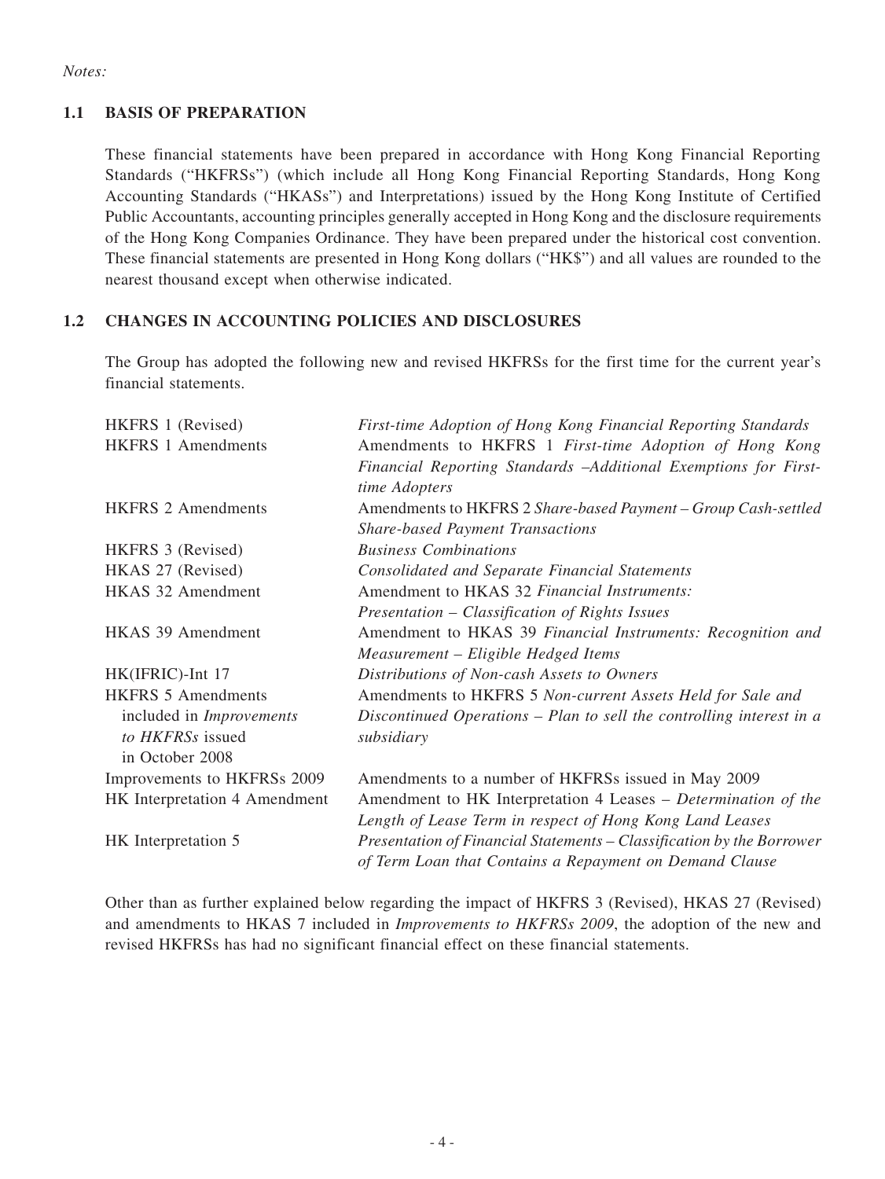*Notes:*

## 1.1 BASIS OF PREPARATION

These financial statements have been prepared in accordance with Hong Kong Financial Reporting Standards ("HKFRSs") (which include all Hong Kong Financial Reporting Standards, Hong Kong Accounting Standards ("HKASs") and Interpretations) issued by the Hong Kong Institute of Certified Public Accountants, accounting principles generally accepted in Hong Kong and the disclosure requirements of the Hong Kong Companies Ordinance. They have been prepared under the historical cost convention. These financial statements are presented in Hong Kong dollars ("HK$") and all values are rounded to the nearest thousand except when otherwise indicated.

## 1.2 CHANGES IN ACCOUNTING POLICIES AND DISCLOSURES

The Group has adopted the following new and revised HKFRSs for the first time for the current year's financial statements.

| | |
|---|---|
| HKFRS 1 (Revised) | *First-time Adoption of Hong Kong Financial Reporting Standards* |
| HKFRS 1 Amendments | Amendments to HKFRS 1 *First-time Adoption of Hong Kong Financial Reporting Standards –Additional Exemptions for First-time Adopters* |
| HKFRS 2 Amendments | Amendments to HKFRS 2 *Share-based Payment – Group Cash-settled Share-based Payment Transactions* |
| HKFRS 3 (Revised) | *Business Combinations* |
| HKAS 27 (Revised) | *Consolidated and Separate Financial Statements* |
| HKAS 32 Amendment | Amendment to HKAS 32 *Financial Instruments: Presentation – Classification of Rights Issues* |
| HKAS 39 Amendment | Amendment to HKAS 39 *Financial Instruments: Recognition and Measurement – Eligible Hedged Items* |
| HK(IFRIC)-Int 17 | *Distributions of Non-cash Assets to Owners* |
| HKFRS 5 Amendments included in *Improvements to HKFRSs* issued in October 2008 | Amendments to HKFRS 5 *Non-current Assets Held for Sale and Discontinued Operations – Plan to sell the controlling interest in a subsidiary* |
| Improvements to HKFRSs 2009 | Amendments to a number of HKFRSs issued in May 2009 |
| HK Interpretation 4 Amendment | Amendment to HK Interpretation 4 Leases – *Determination of the Length of Lease Term in respect of Hong Kong Land Leases* |
| HK Interpretation 5 | *Presentation of Financial Statements – Classification by the Borrower of Term Loan that Contains a Repayment on Demand Clause* |

Other than as further explained below regarding the impact of HKFRS 3 (Revised), HKAS 27 (Revised) and amendments to HKAS 7 included in *Improvements to HKFRSs 2009*, the adoption of the new and revised HKFRSs has had no significant financial effect on these financial statements.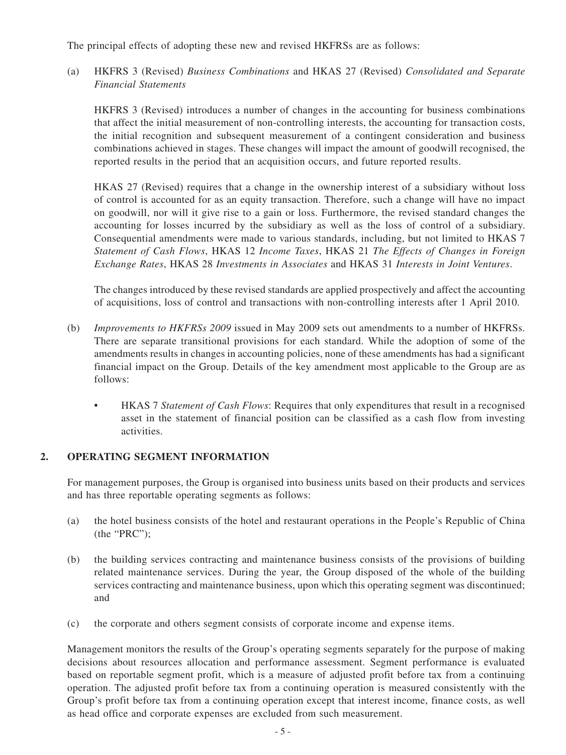The principal effects of adopting these new and revised HKFRSs are as follows:

(a) HKFRS 3 (Revised) *Business Combinations* and HKAS 27 (Revised) *Consolidated and Separate Financial Statements*

HKFRS 3 (Revised) introduces a number of changes in the accounting for business combinations that affect the initial measurement of non-controlling interests, the accounting for transaction costs, the initial recognition and subsequent measurement of a contingent consideration and business combinations achieved in stages. These changes will impact the amount of goodwill recognised, the reported results in the period that an acquisition occurs, and future reported results.

HKAS 27 (Revised) requires that a change in the ownership interest of a subsidiary without loss of control is accounted for as an equity transaction. Therefore, such a change will have no impact on goodwill, nor will it give rise to a gain or loss. Furthermore, the revised standard changes the accounting for losses incurred by the subsidiary as well as the loss of control of a subsidiary. Consequential amendments were made to various standards, including, but not limited to HKAS 7 *Statement of Cash Flows*, HKAS 12 *Income Taxes*, HKAS 21 *The Effects of Changes in Foreign Exchange Rates*, HKAS 28 *Investments in Associates* and HKAS 31 *Interests in Joint Ventures*.

The changes introduced by these revised standards are applied prospectively and affect the accounting of acquisitions, loss of control and transactions with non-controlling interests after 1 April 2010.

(b) *Improvements to HKFRSs 2009* issued in May 2009 sets out amendments to a number of HKFRSs. There are separate transitional provisions for each standard. While the adoption of some of the amendments results in changes in accounting policies, none of these amendments has had a significant financial impact on the Group. Details of the key amendment most applicable to the Group are as follows:

- HKAS 7 *Statement of Cash Flows*: Requires that only expenditures that result in a recognised asset in the statement of financial position can be classified as a cash flow from investing activities.

## 2. OPERATING SEGMENT INFORMATION

For management purposes, the Group is organised into business units based on their products and services and has three reportable operating segments as follows:

(a) the hotel business consists of the hotel and restaurant operations in the People's Republic of China (the "PRC");

(b) the building services contracting and maintenance business consists of the provisions of building related maintenance services. During the year, the Group disposed of the whole of the building services contracting and maintenance business, upon which this operating segment was discontinued; and

(c) the corporate and others segment consists of corporate income and expense items.

Management monitors the results of the Group's operating segments separately for the purpose of making decisions about resources allocation and performance assessment. Segment performance is evaluated based on reportable segment profit, which is a measure of adjusted profit before tax from a continuing operation. The adjusted profit before tax from a continuing operation is measured consistently with the Group's profit before tax from a continuing operation except that interest income, finance costs, as well as head office and corporate expenses are excluded from such measurement.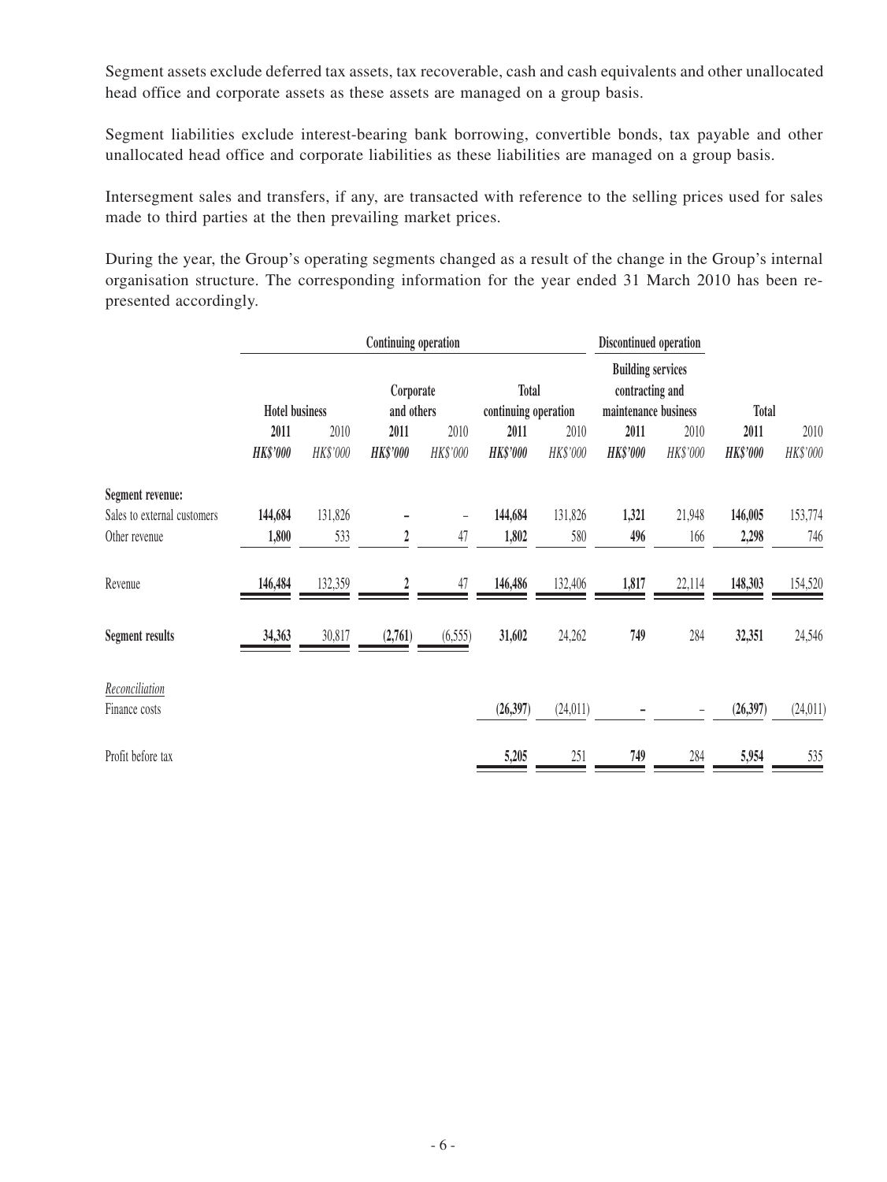Segment assets exclude deferred tax assets, tax recoverable, cash and cash equivalents and other unallocated head office and corporate assets as these assets are managed on a group basis.

Segment liabilities exclude interest-bearing bank borrowing, convertible bonds, tax payable and other unallocated head office and corporate liabilities as these liabilities are managed on a group basis.

Intersegment sales and transfers, if any, are transacted with reference to the selling prices used for sales made to third parties at the then prevailing market prices.

During the year, the Group's operating segments changed as a result of the change in the Group's internal organisation structure. The corresponding information for the year ended 31 March 2010 has been re-presented accordingly.

| | Continuing operation | | | | | | Discontinued operation | | | |
|---|---|---|---|---|---|---|---|---|---|---|
| | Hotel business | | Corporate and others | | Total continuing operation | | Building services contracting and maintenance business | | Total | |
| | **2011** | 2010 | **2011** | 2010 | **2011** | 2010 | **2011** | 2010 | **2011** | 2010 |
| | ***HK$'000*** | *HK$'000* | ***HK$'000*** | *HK$'000* | ***HK$'000*** | *HK$'000* | ***HK$'000*** | *HK$'000* | ***HK$'000*** | *HK$'000* |
| **Segment revenue:** | | | | | | | | | | |
| Sales to external customers | **144,684** | 131,826 | **–** | – | **144,684** | 131,826 | **1,321** | 21,948 | **146,005** | 153,774 |
| Other revenue | **1,800** | 533 | **2** | 47 | **1,802** | 580 | **496** | 166 | **2,298** | 746 |
| Revenue | **146,484** | 132,359 | **2** | 47 | **146,486** | 132,406 | **1,817** | 22,114 | **148,303** | 154,520 |
| **Segment results** | **34,363** | 30,817 | **(2,761)** | (6,555) | **31,602** | 24,262 | **749** | 284 | **32,351** | 24,546 |
| *Reconciliation* | | | | | | | | | | |
| Finance costs | | | | | **(26,397)** | (24,011) | **–** | – | **(26,397)** | (24,011) |
| Profit before tax | | | | | **5,205** | 251 | **749** | 284 | **5,954** | 535 |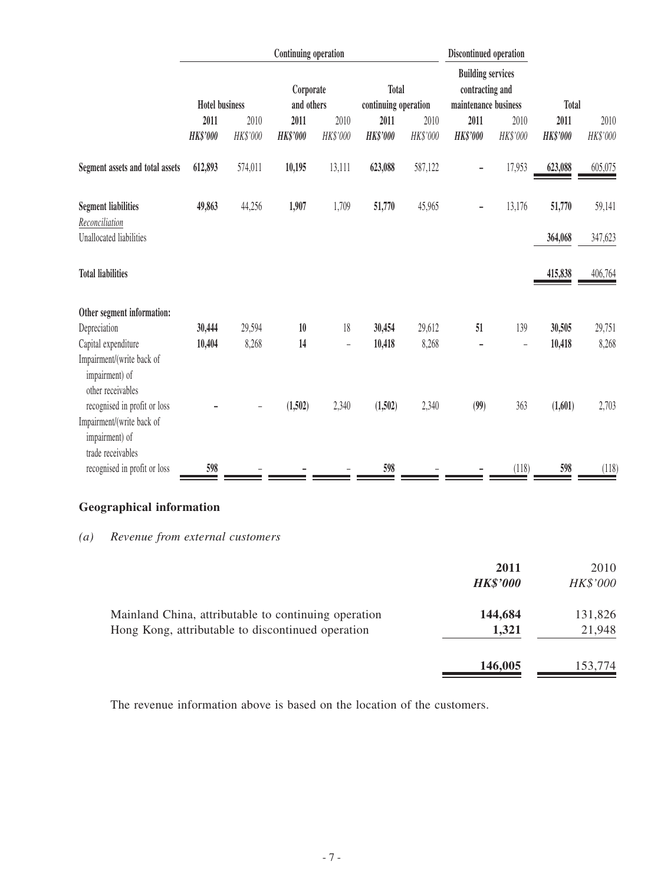| | Continuing operation | | | | | | Discontinued operation | | | |
|---|---|---|---|---|---|---|---|---|---|---|
| | Hotel business | | Corporate and others | | Total continuing operation | | Building services contracting and maintenance business | | Total | |
| | **2011** | 2010 | **2011** | 2010 | **2011** | 2010 | **2011** | 2010 | **2011** | 2010 |
| | ***HK$'000*** | *HK$'000* | ***HK$'000*** | *HK$'000* | ***HK$'000*** | *HK$'000* | ***HK$'000*** | *HK$'000* | ***HK$'000*** | *HK$'000* |
| **Segment assets and total assets** | **612,893** | 574,011 | **10,195** | 13,111 | **623,088** | 587,122 | **–** | 17,953 | **623,088** | 605,075 |
| **Segment liabilities** | **49,863** | 44,256 | **1,907** | 1,709 | **51,770** | 45,965 | **–** | 13,176 | **51,770** | 59,141 |
| *Reconciliation* | | | | | | | | | | |
| Unallocated liabilities | | | | | | | | | **364,068** | 347,623 |
| **Total liabilities** | | | | | | | | | **415,838** | 406,764 |
| **Other segment information:** | | | | | | | | | | |
| Depreciation | **30,444** | 29,594 | **10** | 18 | **30,454** | 29,612 | **51** | 139 | **30,505** | 29,751 |
| Capital expenditure | **10,404** | 8,268 | **14** | – | **10,418** | 8,268 | **–** | – | **10,418** | 8,268 |
| Impairment/(write back of impairment) of other receivables recognised in profit or loss | **–** | – | **(1,502)** | 2,340 | **(1,502)** | 2,340 | **(99)** | 363 | **(1,601)** | 2,703 |
| Impairment/(write back of impairment) of trade receivables recognised in profit or loss | **598** | – | **–** | – | **598** | – | **–** | (118) | **598** | (118) |

## Geographical information

*(a) Revenue from external customers*

| | 2011 | 2010 |
|---|---|---|
| | ***HK$'000*** | *HK$'000* |
| Mainland China, attributable to continuing operation | **144,684** | 131,826 |
| Hong Kong, attributable to discontinued operation | **1,321** | 21,948 |
| | **146,005** | 153,774 |

The revenue information above is based on the location of the customers.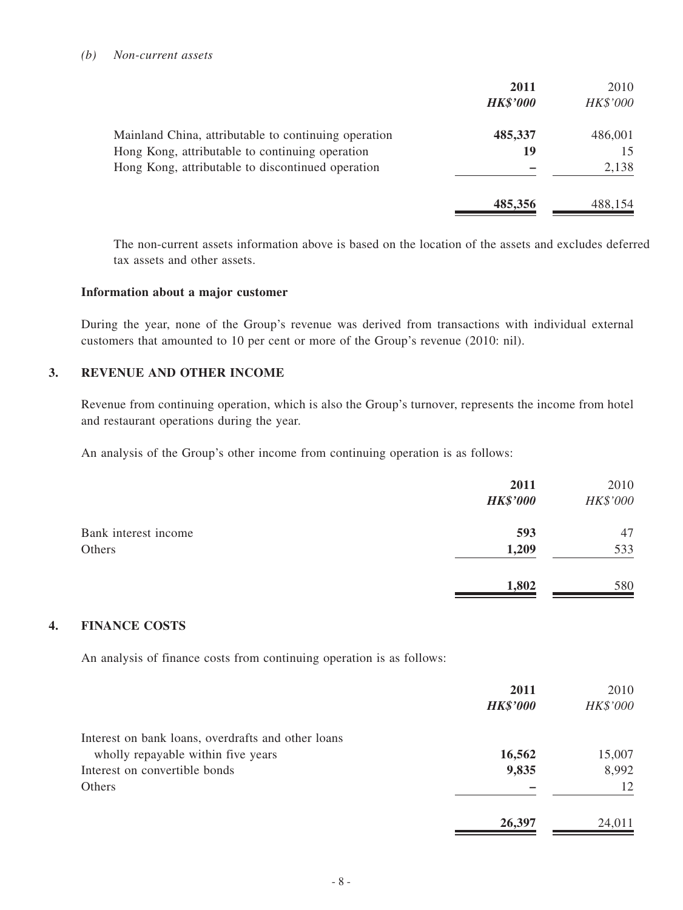*(b) Non-current assets*

| | 2011 | 2010 |
|---|---|---|
| | ***HK$'000*** | *HK$'000* |
| Mainland China, attributable to continuing operation | **485,337** | 486,001 |
| Hong Kong, attributable to continuing operation | **19** | 15 |
| Hong Kong, attributable to discontinued operation | **–** | 2,138 |
| | **485,356** | 488,154 |

The non-current assets information above is based on the location of the assets and excludes deferred tax assets and other assets.

**Information about a major customer**

During the year, none of the Group's revenue was derived from transactions with individual external customers that amounted to 10 per cent or more of the Group's revenue (2010: nil).

## 3. REVENUE AND OTHER INCOME

Revenue from continuing operation, which is also the Group's turnover, represents the income from hotel and restaurant operations during the year.

An analysis of the Group's other income from continuing operation is as follows:

| | 2011 | 2010 |
|---|---|---|
| | ***HK$'000*** | *HK$'000* |
| Bank interest income | **593** | 47 |
| Others | **1,209** | 533 |
| | **1,802** | 580 |

## 4. FINANCE COSTS

An analysis of finance costs from continuing operation is as follows:

| | 2011 | 2010 |
|---|---|---|
| | ***HK$'000*** | *HK$'000* |
| Interest on bank loans, overdrafts and other loans wholly repayable within five years | **16,562** | 15,007 |
| Interest on convertible bonds | **9,835** | 8,992 |
| Others | **–** | 12 |
| | **26,397** | 24,011 |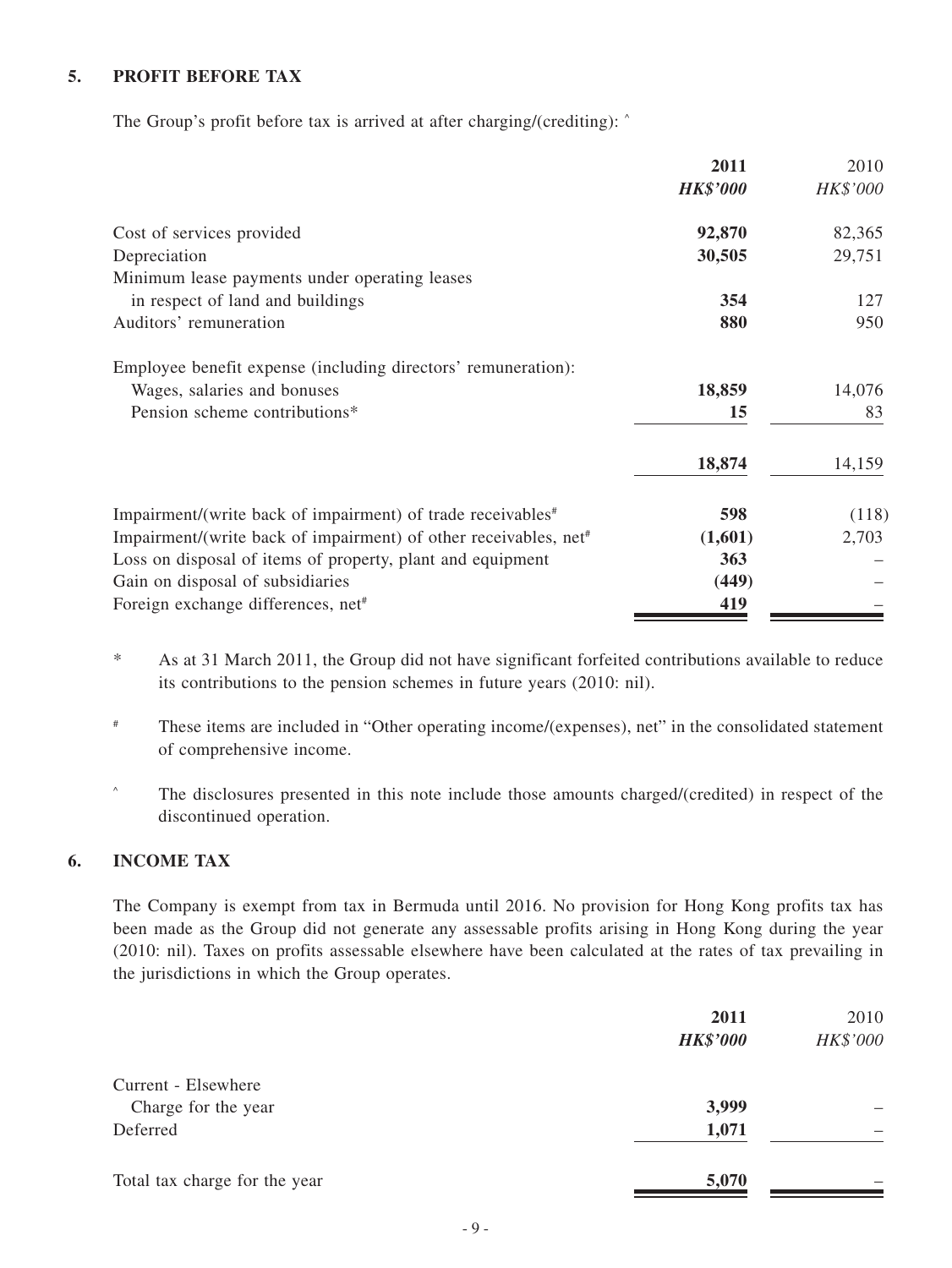## 5. PROFIT BEFORE TAX

The Group's profit before tax is arrived at after charging/(crediting): ^

| | 2011 | 2010 |
|---|---|---|
| | *HK$'000* | *HK$'000* |
| Cost of services provided | **92,870** | 82,365 |
| Depreciation | **30,505** | 29,751 |
| Minimum lease payments under operating leases in respect of land and buildings | **354** | 127 |
| Auditors' remuneration | **880** | 950 |
| Employee benefit expense (including directors' remuneration): | | |
| Wages, salaries and bonuses | **18,859** | 14,076 |
| Pension scheme contributions* | **15** | 83 |
| | **18,874** | 14,159 |
| Impairment/(write back of impairment) of trade receivables# | **598** | (118) |
| Impairment/(write back of impairment) of other receivables, net# | **(1,601)** | 2,703 |
| Loss on disposal of items of property, plant and equipment | **363** | – |
| Gain on disposal of subsidiaries | **(449)** | – |
| Foreign exchange differences, net# | **419** | – |

\* As at 31 March 2011, the Group did not have significant forfeited contributions available to reduce its contributions to the pension schemes in future years (2010: nil).

\# These items are included in "Other operating income/(expenses), net" in the consolidated statement of comprehensive income.

^ The disclosures presented in this note include those amounts charged/(credited) in respect of the discontinued operation.

## 6. INCOME TAX

The Company is exempt from tax in Bermuda until 2016. No provision for Hong Kong profits tax has been made as the Group did not generate any assessable profits arising in Hong Kong during the year (2010: nil). Taxes on profits assessable elsewhere have been calculated at the rates of tax prevailing in the jurisdictions in which the Group operates.

| | 2011 | 2010 |
|---|---|---|
| | *HK$'000* | *HK$'000* |
| Current - Elsewhere | | |
| Charge for the year | **3,999** | – |
| Deferred | **1,071** | – |
| Total tax charge for the year | **5,070** | – |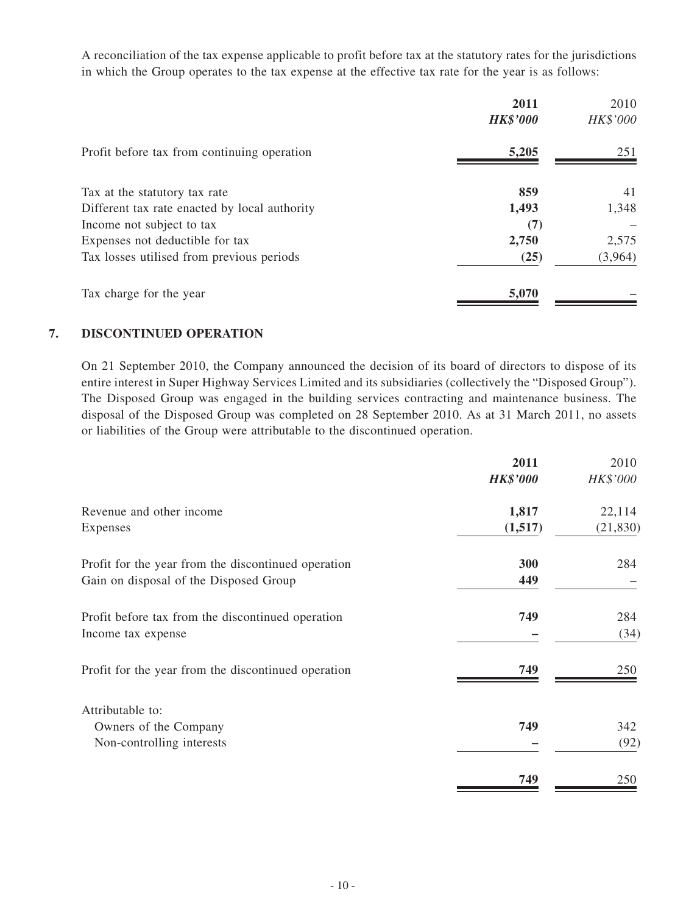A reconciliation of the tax expense applicable to profit before tax at the statutory rates for the jurisdictions in which the Group operates to the tax expense at the effective tax rate for the year is as follows:

| | **2011** | 2010 |
|---|---|---|
| | ***HK$'000*** | *HK$'000* |
| Profit before tax from continuing operation | **5,205** | 251 |
| Tax at the statutory tax rate | **859** | 41 |
| Different tax rate enacted by local authority | **1,493** | 1,348 |
| Income not subject to tax | **(7)** | – |
| Expenses not deductible for tax | **2,750** | 2,575 |
| Tax losses utilised from previous periods | **(25)** | (3,964) |
| Tax charge for the year | **5,070** | – |

## 7. DISCONTINUED OPERATION

On 21 September 2010, the Company announced the decision of its board of directors to dispose of its entire interest in Super Highway Services Limited and its subsidiaries (collectively the "Disposed Group"). The Disposed Group was engaged in the building services contracting and maintenance business. The disposal of the Disposed Group was completed on 28 September 2010. As at 31 March 2011, no assets or liabilities of the Group were attributable to the discontinued operation.

| | **2011** | 2010 |
|---|---|---|
| | ***HK$'000*** | *HK$'000* |
| Revenue and other income | **1,817** | 22,114 |
| Expenses | **(1,517)** | (21,830) |
| Profit for the year from the discontinued operation | **300** | 284 |
| Gain on disposal of the Disposed Group | **449** | – |
| Profit before tax from the discontinued operation | **749** | 284 |
| Income tax expense | **–** | (34) |
| Profit for the year from the discontinued operation | **749** | 250 |
| Attributable to: | | |
| Owners of the Company | **749** | 342 |
| Non-controlling interests | **–** | (92) |
| | **749** | 250 |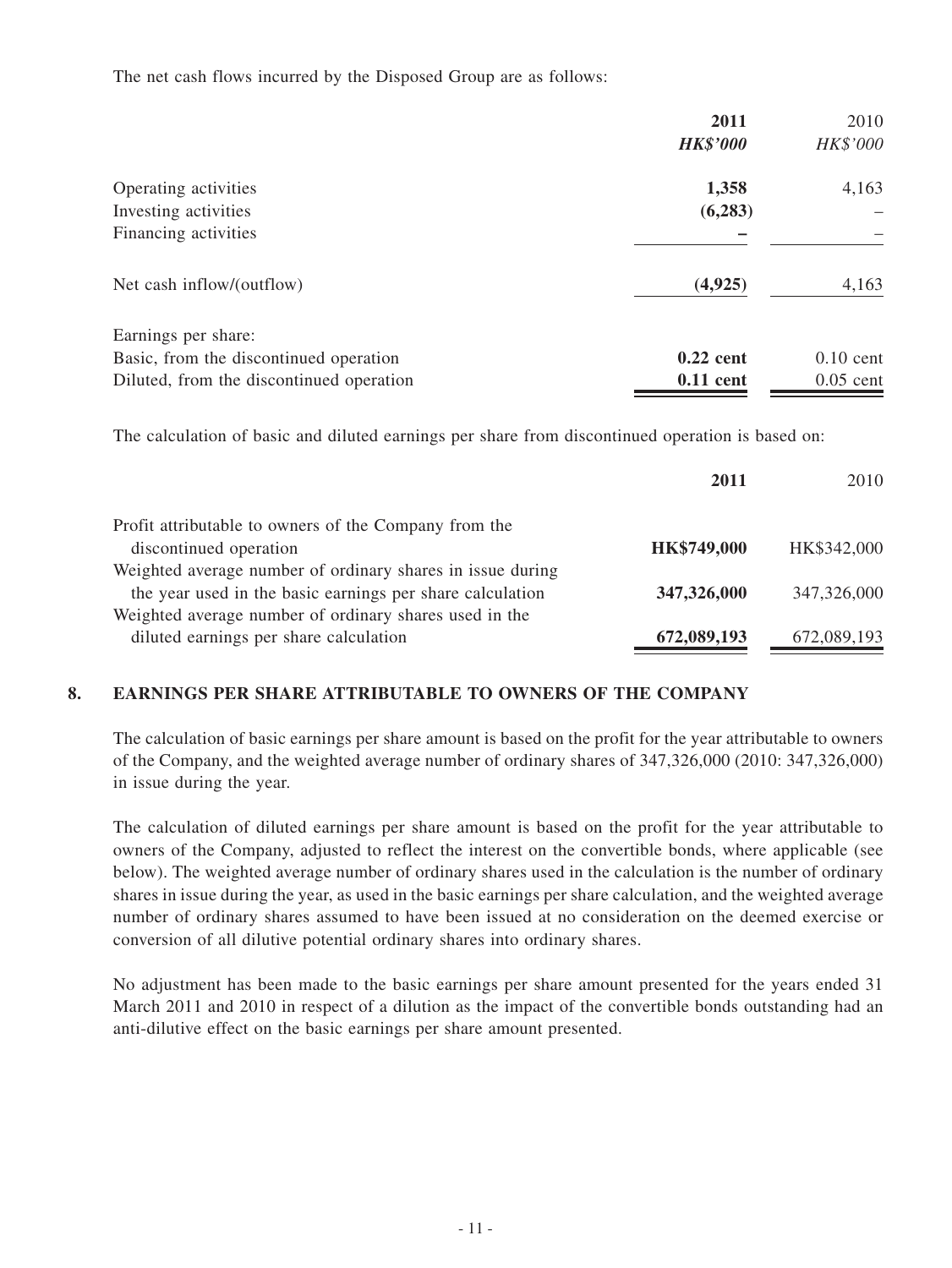The net cash flows incurred by the Disposed Group are as follows:

| | **2011** | 2010 |
|---|---|---|
| | ***HK$'000*** | *HK$'000* |
| Operating activities | **1,358** | 4,163 |
| Investing activities | **(6,283)** | – |
| Financing activities | **–** | – |
| Net cash inflow/(outflow) | **(4,925)** | 4,163 |
| Earnings per share: | | |
| Basic, from the discontinued operation | **0.22 cent** | 0.10 cent |
| Diluted, from the discontinued operation | **0.11 cent** | 0.05 cent |

The calculation of basic and diluted earnings per share from discontinued operation is based on:

| | **2011** | 2010 |
|---|---|---|
| Profit attributable to owners of the Company from the discontinued operation | **HK$749,000** | HK$342,000 |
| Weighted average number of ordinary shares in issue during the year used in the basic earnings per share calculation | **347,326,000** | 347,326,000 |
| Weighted average number of ordinary shares used in the diluted earnings per share calculation | **672,089,193** | 672,089,193 |

## 8. EARNINGS PER SHARE ATTRIBUTABLE TO OWNERS OF THE COMPANY

The calculation of basic earnings per share amount is based on the profit for the year attributable to owners of the Company, and the weighted average number of ordinary shares of 347,326,000 (2010: 347,326,000) in issue during the year.

The calculation of diluted earnings per share amount is based on the profit for the year attributable to owners of the Company, adjusted to reflect the interest on the convertible bonds, where applicable (see below). The weighted average number of ordinary shares used in the calculation is the number of ordinary shares in issue during the year, as used in the basic earnings per share calculation, and the weighted average number of ordinary shares assumed to have been issued at no consideration on the deemed exercise or conversion of all dilutive potential ordinary shares into ordinary shares.

No adjustment has been made to the basic earnings per share amount presented for the years ended 31 March 2011 and 2010 in respect of a dilution as the impact of the convertible bonds outstanding had an anti-dilutive effect on the basic earnings per share amount presented.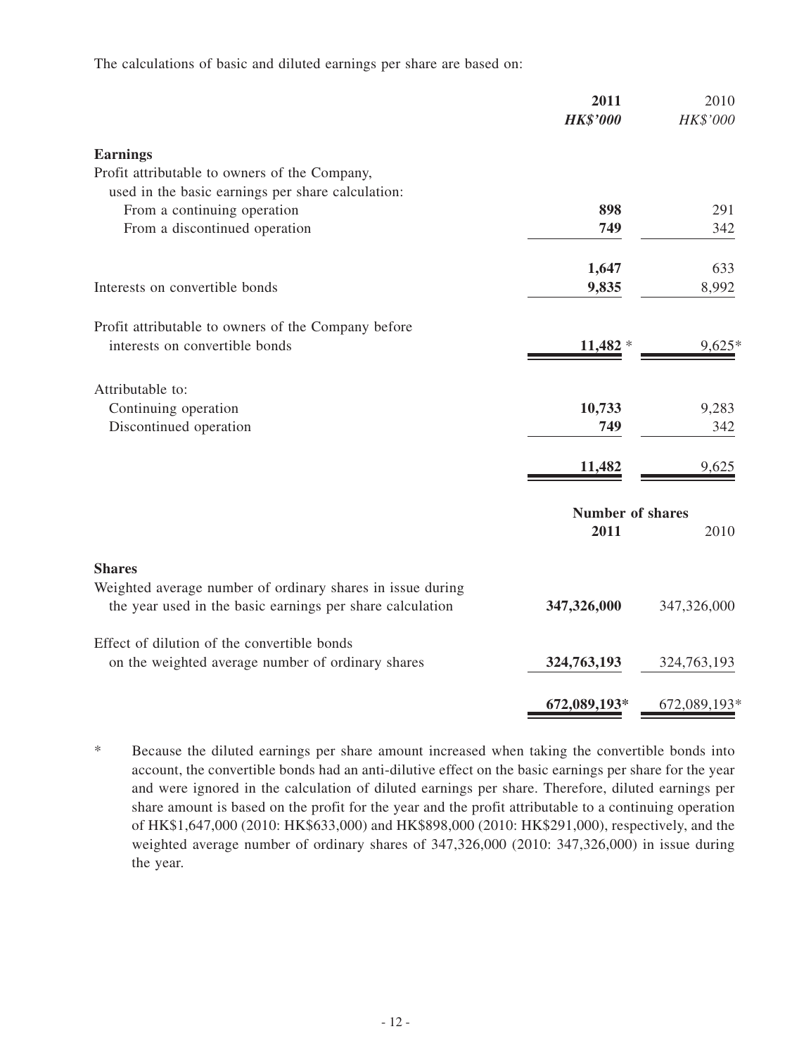The calculations of basic and diluted earnings per share are based on:

| | 2011 | 2010 |
|---|---|---|
| | ***HK$'000*** | *HK$'000* |
| **Earnings** | | |
| Profit attributable to owners of the Company, used in the basic earnings per share calculation: | | |
| From a continuing operation | **898** | 291 |
| From a discontinued operation | **749** | 342 |
| | **1,647** | 633 |
| Interests on convertible bonds | **9,835** | 8,992 |
| Profit attributable to owners of the Company before interests on convertible bonds | **11,482** * | 9,625* |
| Attributable to: | | |
| Continuing operation | **10,733** | 9,283 |
| Discontinued operation | **749** | 342 |
| | **11,482** | 9,625 |

| | Number of shares | |
|---|---|---|
| | **2011** | 2010 |
| **Shares** | | |
| Weighted average number of ordinary shares in issue during the year used in the basic earnings per share calculation | **347,326,000** | 347,326,000 |
| Effect of dilution of the convertible bonds on the weighted average number of ordinary shares | **324,763,193** | 324,763,193 |
| | **672,089,193*** | 672,089,193* |

\* Because the diluted earnings per share amount increased when taking the convertible bonds into account, the convertible bonds had an anti-dilutive effect on the basic earnings per share for the year and were ignored in the calculation of diluted earnings per share. Therefore, diluted earnings per share amount is based on the profit for the year and the profit attributable to a continuing operation of HK$1,647,000 (2010: HK$633,000) and HK$898,000 (2010: HK$291,000), respectively, and the weighted average number of ordinary shares of 347,326,000 (2010: 347,326,000) in issue during the year.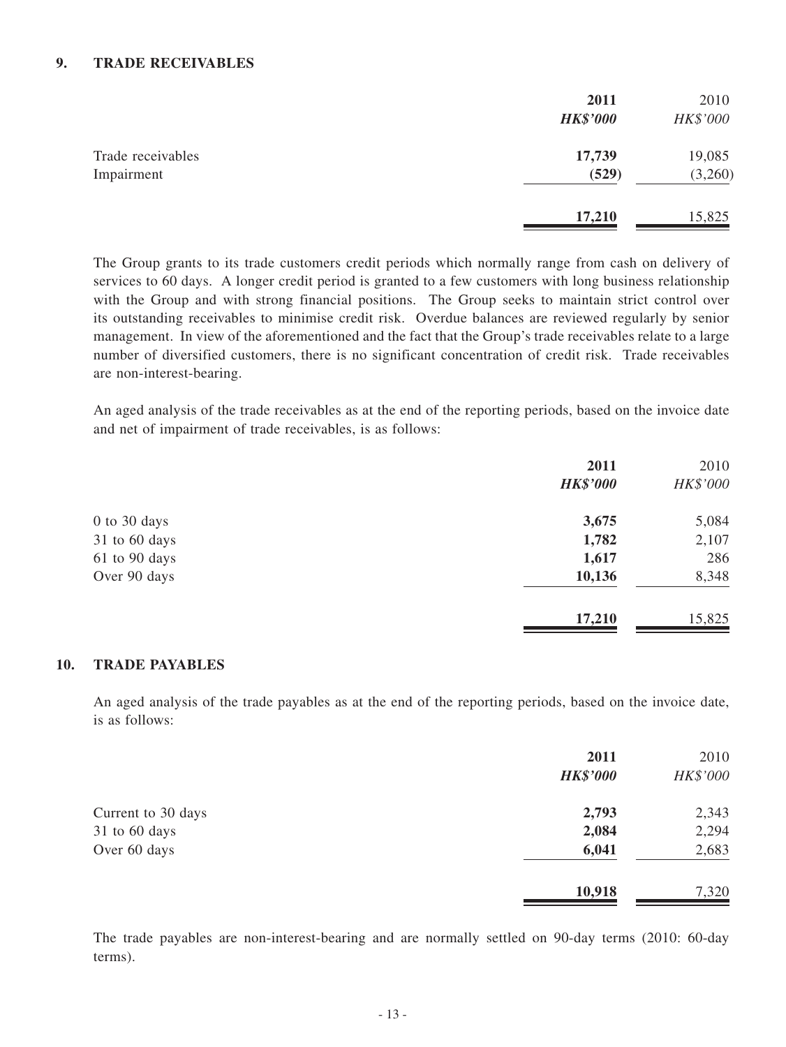## 9. TRADE RECEIVABLES

| | 2011 | 2010 |
|---|---|---|
| | ***HK$'000*** | *HK$'000* |
| Trade receivables | **17,739** | 19,085 |
| Impairment | **(529)** | (3,260) |
| | **17,210** | 15,825 |

The Group grants to its trade customers credit periods which normally range from cash on delivery of services to 60 days. A longer credit period is granted to a few customers with long business relationship with the Group and with strong financial positions. The Group seeks to maintain strict control over its outstanding receivables to minimise credit risk. Overdue balances are reviewed regularly by senior management. In view of the aforementioned and the fact that the Group's trade receivables relate to a large number of diversified customers, there is no significant concentration of credit risk. Trade receivables are non-interest-bearing.

An aged analysis of the trade receivables as at the end of the reporting periods, based on the invoice date and net of impairment of trade receivables, is as follows:

| | 2011 | 2010 |
|---|---|---|
| | ***HK$'000*** | *HK$'000* |
| 0 to 30 days | **3,675** | 5,084 |
| 31 to 60 days | **1,782** | 2,107 |
| 61 to 90 days | **1,617** | 286 |
| Over 90 days | **10,136** | 8,348 |
| | **17,210** | 15,825 |

## 10. TRADE PAYABLES

An aged analysis of the trade payables as at the end of the reporting periods, based on the invoice date, is as follows:

| | 2011 | 2010 |
|---|---|---|
| | ***HK$'000*** | *HK$'000* |
| Current to 30 days | **2,793** | 2,343 |
| 31 to 60 days | **2,084** | 2,294 |
| Over 60 days | **6,041** | 2,683 |
| | **10,918** | 7,320 |

The trade payables are non-interest-bearing and are normally settled on 90-day terms (2010: 60-day terms).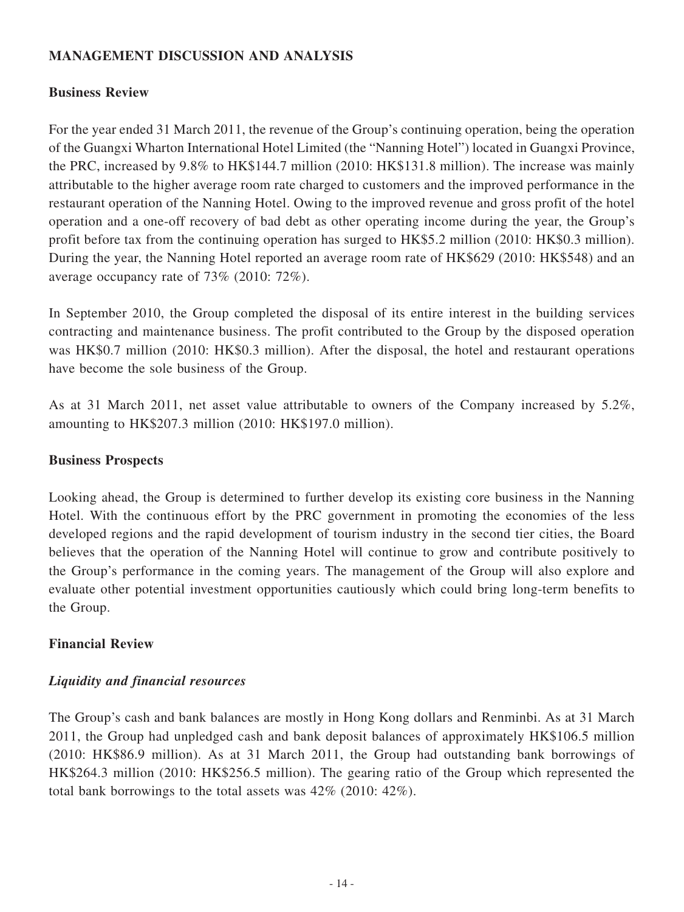## MANAGEMENT DISCUSSION AND ANALYSIS

### Business Review

For the year ended 31 March 2011, the revenue of the Group's continuing operation, being the operation of the Guangxi Wharton International Hotel Limited (the "Nanning Hotel") located in Guangxi Province, the PRC, increased by 9.8% to HK$144.7 million (2010: HK$131.8 million). The increase was mainly attributable to the higher average room rate charged to customers and the improved performance in the restaurant operation of the Nanning Hotel. Owing to the improved revenue and gross profit of the hotel operation and a one-off recovery of bad debt as other operating income during the year, the Group's profit before tax from the continuing operation has surged to HK$5.2 million (2010: HK$0.3 million). During the year, the Nanning Hotel reported an average room rate of HK$629 (2010: HK$548) and an average occupancy rate of 73% (2010: 72%).

In September 2010, the Group completed the disposal of its entire interest in the building services contracting and maintenance business. The profit contributed to the Group by the disposed operation was HK$0.7 million (2010: HK$0.3 million). After the disposal, the hotel and restaurant operations have become the sole business of the Group.

As at 31 March 2011, net asset value attributable to owners of the Company increased by 5.2%, amounting to HK$207.3 million (2010: HK$197.0 million).

### Business Prospects

Looking ahead, the Group is determined to further develop its existing core business in the Nanning Hotel. With the continuous effort by the PRC government in promoting the economies of the less developed regions and the rapid development of tourism industry in the second tier cities, the Board believes that the operation of the Nanning Hotel will continue to grow and contribute positively to the Group's performance in the coming years. The management of the Group will also explore and evaluate other potential investment opportunities cautiously which could bring long-term benefits to the Group.

### Financial Review

#### *Liquidity and financial resources*

The Group's cash and bank balances are mostly in Hong Kong dollars and Renminbi. As at 31 March 2011, the Group had unpledged cash and bank deposit balances of approximately HK$106.5 million (2010: HK$86.9 million). As at 31 March 2011, the Group had outstanding bank borrowings of HK$264.3 million (2010: HK$256.5 million). The gearing ratio of the Group which represented the total bank borrowings to the total assets was 42% (2010: 42%).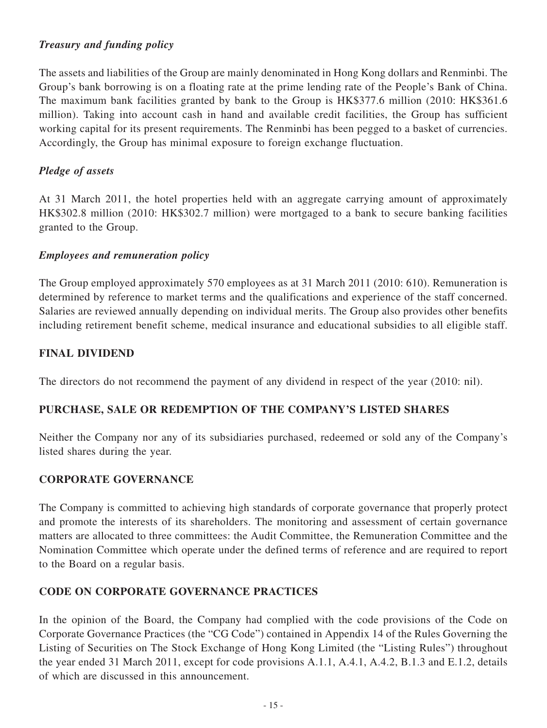### *Treasury and funding policy*

The assets and liabilities of the Group are mainly denominated in Hong Kong dollars and Renminbi. The Group's bank borrowing is on a floating rate at the prime lending rate of the People's Bank of China. The maximum bank facilities granted by bank to the Group is HK$377.6 million (2010: HK$361.6 million). Taking into account cash in hand and available credit facilities, the Group has sufficient working capital for its present requirements. The Renminbi has been pegged to a basket of currencies. Accordingly, the Group has minimal exposure to foreign exchange fluctuation.

### *Pledge of assets*

At 31 March 2011, the hotel properties held with an aggregate carrying amount of approximately HK$302.8 million (2010: HK$302.7 million) were mortgaged to a bank to secure banking facilities granted to the Group.

### *Employees and remuneration policy*

The Group employed approximately 570 employees as at 31 March 2011 (2010: 610). Remuneration is determined by reference to market terms and the qualifications and experience of the staff concerned. Salaries are reviewed annually depending on individual merits. The Group also provides other benefits including retirement benefit scheme, medical insurance and educational subsidies to all eligible staff.

## FINAL DIVIDEND

The directors do not recommend the payment of any dividend in respect of the year (2010: nil).

## PURCHASE, SALE OR REDEMPTION OF THE COMPANY'S LISTED SHARES

Neither the Company nor any of its subsidiaries purchased, redeemed or sold any of the Company's listed shares during the year.

## CORPORATE GOVERNANCE

The Company is committed to achieving high standards of corporate governance that properly protect and promote the interests of its shareholders. The monitoring and assessment of certain governance matters are allocated to three committees: the Audit Committee, the Remuneration Committee and the Nomination Committee which operate under the defined terms of reference and are required to report to the Board on a regular basis.

## CODE ON CORPORATE GOVERNANCE PRACTICES

In the opinion of the Board, the Company had complied with the code provisions of the Code on Corporate Governance Practices (the "CG Code") contained in Appendix 14 of the Rules Governing the Listing of Securities on The Stock Exchange of Hong Kong Limited (the "Listing Rules") throughout the year ended 31 March 2011, except for code provisions A.1.1, A.4.1, A.4.2, B.1.3 and E.1.2, details of which are discussed in this announcement.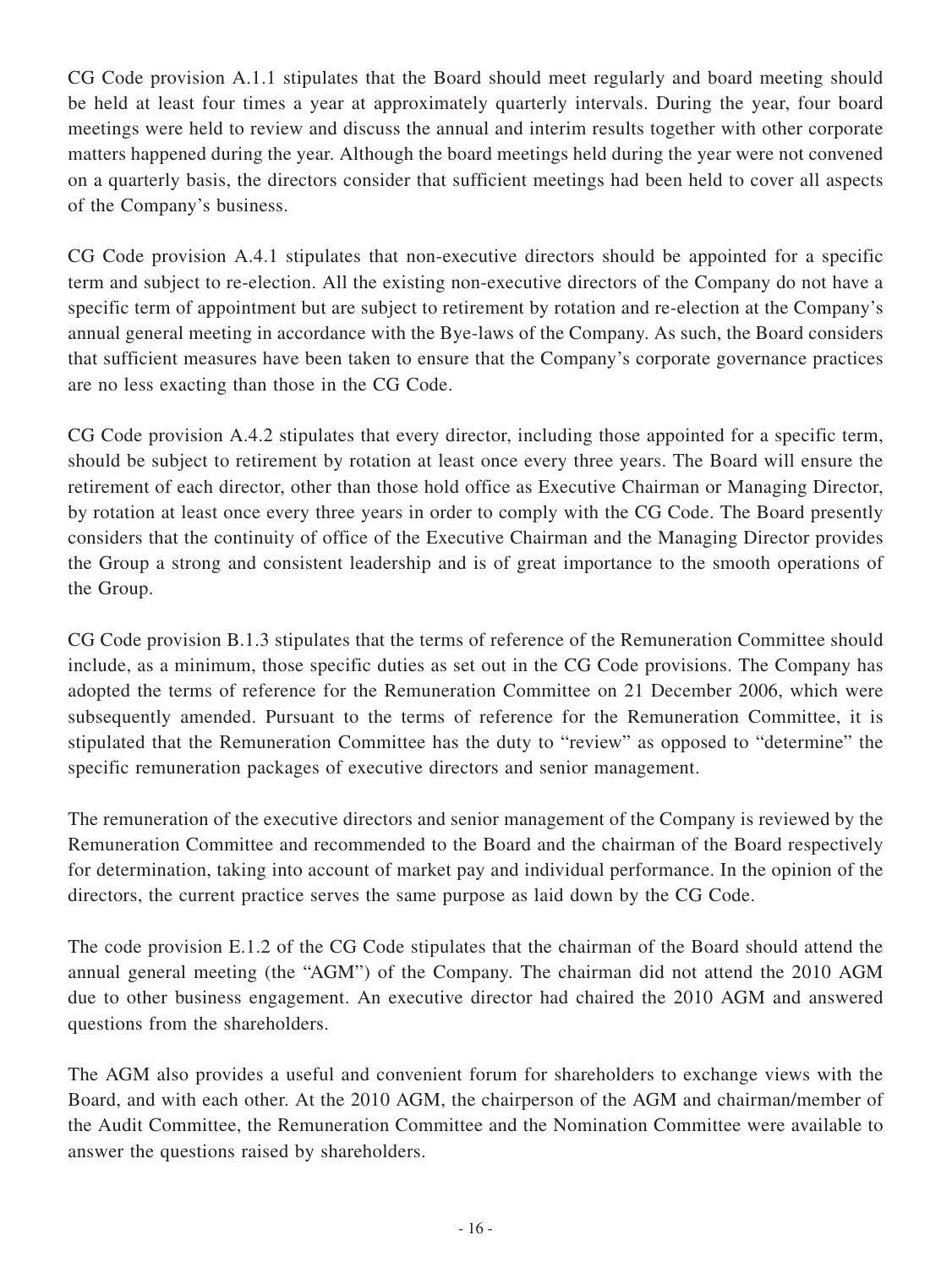CG Code provision A.1.1 stipulates that the Board should meet regularly and board meeting should be held at least four times a year at approximately quarterly intervals. During the year, four board meetings were held to review and discuss the annual and interim results together with other corporate matters happened during the year. Although the board meetings held during the year were not convened on a quarterly basis, the directors consider that sufficient meetings had been held to cover all aspects of the Company's business.

CG Code provision A.4.1 stipulates that non-executive directors should be appointed for a specific term and subject to re-election. All the existing non-executive directors of the Company do not have a specific term of appointment but are subject to retirement by rotation and re-election at the Company's annual general meeting in accordance with the Bye-laws of the Company. As such, the Board considers that sufficient measures have been taken to ensure that the Company's corporate governance practices are no less exacting than those in the CG Code.

CG Code provision A.4.2 stipulates that every director, including those appointed for a specific term, should be subject to retirement by rotation at least once every three years. The Board will ensure the retirement of each director, other than those hold office as Executive Chairman or Managing Director, by rotation at least once every three years in order to comply with the CG Code. The Board presently considers that the continuity of office of the Executive Chairman and the Managing Director provides the Group a strong and consistent leadership and is of great importance to the smooth operations of the Group.

CG Code provision B.1.3 stipulates that the terms of reference of the Remuneration Committee should include, as a minimum, those specific duties as set out in the CG Code provisions. The Company has adopted the terms of reference for the Remuneration Committee on 21 December 2006, which were subsequently amended. Pursuant to the terms of reference for the Remuneration Committee, it is stipulated that the Remuneration Committee has the duty to "review" as opposed to "determine" the specific remuneration packages of executive directors and senior management.

The remuneration of the executive directors and senior management of the Company is reviewed by the Remuneration Committee and recommended to the Board and the chairman of the Board respectively for determination, taking into account of market pay and individual performance. In the opinion of the directors, the current practice serves the same purpose as laid down by the CG Code.

The code provision E.1.2 of the CG Code stipulates that the chairman of the Board should attend the annual general meeting (the "AGM") of the Company. The chairman did not attend the 2010 AGM due to other business engagement. An executive director had chaired the 2010 AGM and answered questions from the shareholders.

The AGM also provides a useful and convenient forum for shareholders to exchange views with the Board, and with each other. At the 2010 AGM, the chairperson of the AGM and chairman/member of the Audit Committee, the Remuneration Committee and the Nomination Committee were available to answer the questions raised by shareholders.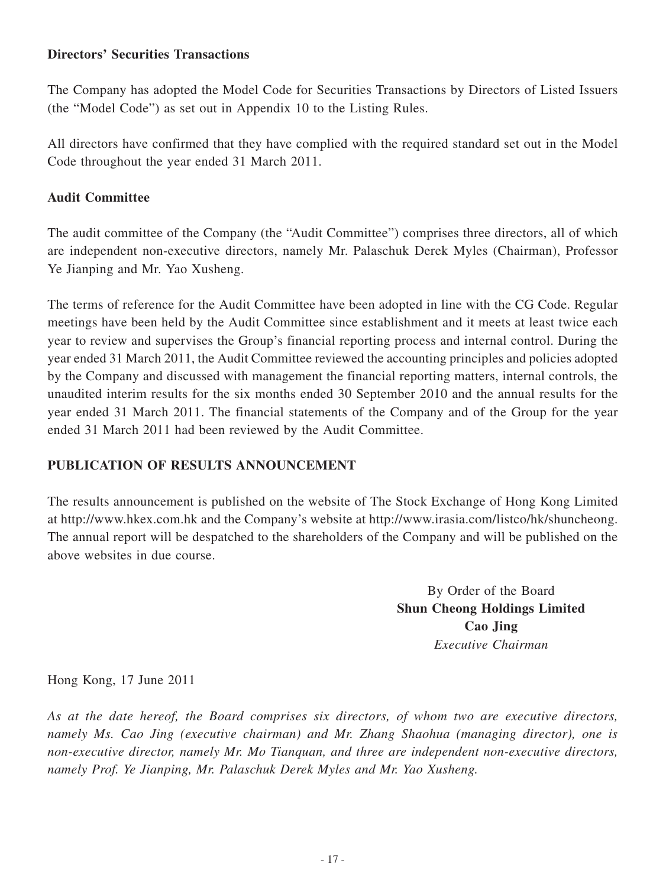**Directors' Securities Transactions**

The Company has adopted the Model Code for Securities Transactions by Directors of Listed Issuers (the "Model Code") as set out in Appendix 10 to the Listing Rules.

All directors have confirmed that they have complied with the required standard set out in the Model Code throughout the year ended 31 March 2011.

**Audit Committee**

The audit committee of the Company (the "Audit Committee") comprises three directors, all of which are independent non-executive directors, namely Mr. Palaschuk Derek Myles (Chairman), Professor Ye Jianping and Mr. Yao Xusheng.

The terms of reference for the Audit Committee have been adopted in line with the CG Code. Regular meetings have been held by the Audit Committee since establishment and it meets at least twice each year to review and supervises the Group's financial reporting process and internal control. During the year ended 31 March 2011, the Audit Committee reviewed the accounting principles and policies adopted by the Company and discussed with management the financial reporting matters, internal controls, the unaudited interim results for the six months ended 30 September 2010 and the annual results for the year ended 31 March 2011. The financial statements of the Company and of the Group for the year ended 31 March 2011 had been reviewed by the Audit Committee.

## PUBLICATION OF RESULTS ANNOUNCEMENT

The results announcement is published on the website of The Stock Exchange of Hong Kong Limited at http://www.hkex.com.hk and the Company's website at http://www.irasia.com/listco/hk/shuncheong. The annual report will be despatched to the shareholders of the Company and will be published on the above websites in due course.

By Order of the Board
**Shun Cheong Holdings Limited**
**Cao Jing**
*Executive Chairman*

Hong Kong, 17 June 2011

*As at the date hereof, the Board comprises six directors, of whom two are executive directors, namely Ms. Cao Jing (executive chairman) and Mr. Zhang Shaohua (managing director), one is non-executive director, namely Mr. Mo Tianquan, and three are independent non-executive directors, namely Prof. Ye Jianping, Mr. Palaschuk Derek Myles and Mr. Yao Xusheng.*